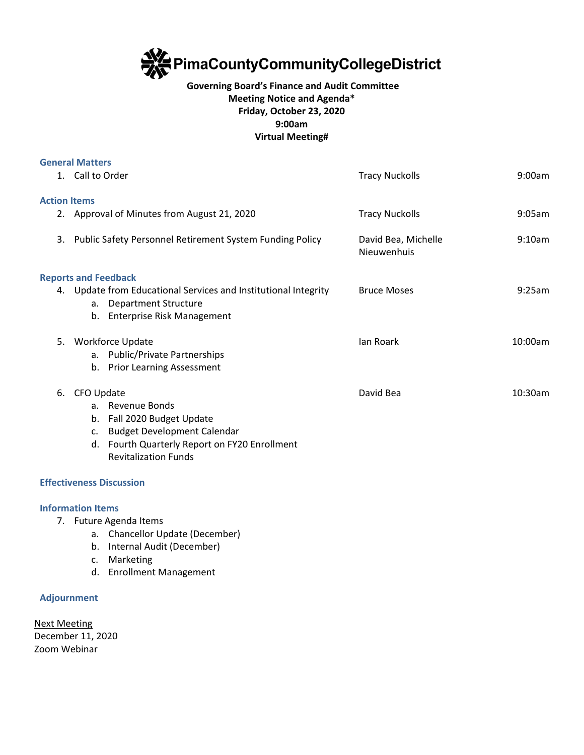# PimaCountyCommunityCollegeDistrict

**Governing Board's Finance and Audit Committee**
**Meeting Notice and Agenda***
**Friday, October 23, 2020**
**9:00am**
**Virtual Meeting#**

### General Matters

| Item | Presenter | Time |
|---|---|---|
| 1. Call to Order | Tracy Nuckolls | 9:00am |

### Action Items

| Item | Presenter | Time |
|---|---|---|
| 2. Approval of Minutes from August 21, 2020 | Tracy Nuckolls | 9:05am |
| 3. Public Safety Personnel Retirement System Funding Policy | David Bea, Michelle Nieuwenhuis | 9:10am |

### Reports and Feedback

| Item | Presenter | Time |
|---|---|---|
| 4. Update from Educational Services and Institutional Integrity<br>a. Department Structure<br>b. Enterprise Risk Management | Bruce Moses | 9:25am |
| 5. Workforce Update<br>a. Public/Private Partnerships<br>b. Prior Learning Assessment | Ian Roark | 10:00am |
| 6. CFO Update<br>a. Revenue Bonds<br>b. Fall 2020 Budget Update<br>c. Budget Development Calendar<br>d. Fourth Quarterly Report on FY20 Enrollment Revitalization Funds | David Bea | 10:30am |

### Effectiveness Discussion

### Information Items

7. Future Agenda Items
   a. Chancellor Update (December)
   b. Internal Audit (December)
   c. Marketing
   d. Enrollment Management

### Adjournment

Next Meeting
December 11, 2020
Zoom Webinar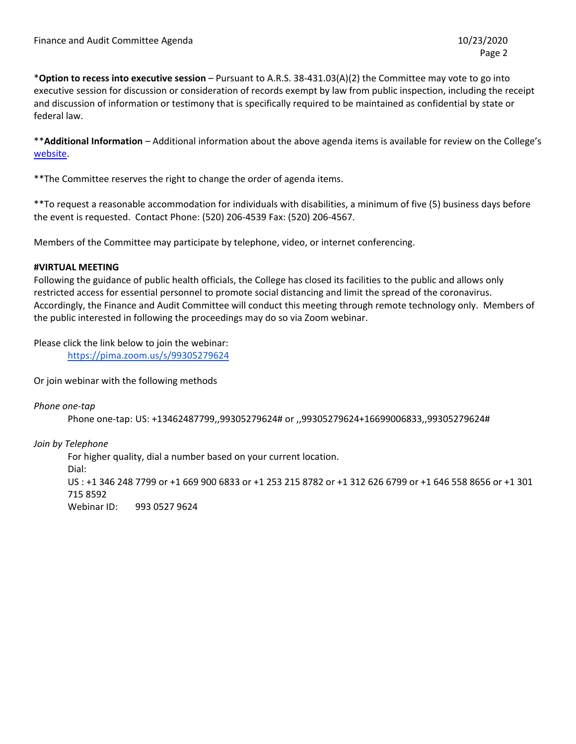*Option to recess into executive session – Pursuant to A.R.S. 38-431.03(A)(2) the Committee may vote to go into executive session for discussion or consideration of records exempt by law from public inspection, including the receipt and discussion of information or testimony that is specifically required to be maintained as confidential by state or federal law.

**Additional Information – Additional information about the above agenda items is available for review on the College's [website](website).

**The Committee reserves the right to change the order of agenda items.

**To request a reasonable accommodation for individuals with disabilities, a minimum of five (5) business days before the event is requested. Contact Phone: (520) 206-4539 Fax: (520) 206-4567.

Members of the Committee may participate by telephone, video, or internet conferencing.

**#VIRTUAL MEETING**

Following the guidance of public health officials, the College has closed its facilities to the public and allows only restricted access for essential personnel to promote social distancing and limit the spread of the coronavirus. Accordingly, the Finance and Audit Committee will conduct this meeting through remote technology only. Members of the public interested in following the proceedings may do so via Zoom webinar.

Please click the link below to join the webinar:

https://pima.zoom.us/s/99305279624

Or join webinar with the following methods

*Phone one-tap*

Phone one-tap: US: +13462487799,,99305279624# or ,,99305279624+16699006833,,99305279624#

*Join by Telephone*

For higher quality, dial a number based on your current location.

Dial:

US : +1 346 248 7799 or +1 669 900 6833 or +1 253 215 8782 or +1 312 626 6799 or +1 646 558 8656 or +1 301 715 8592

Webinar ID: 993 0527 9624